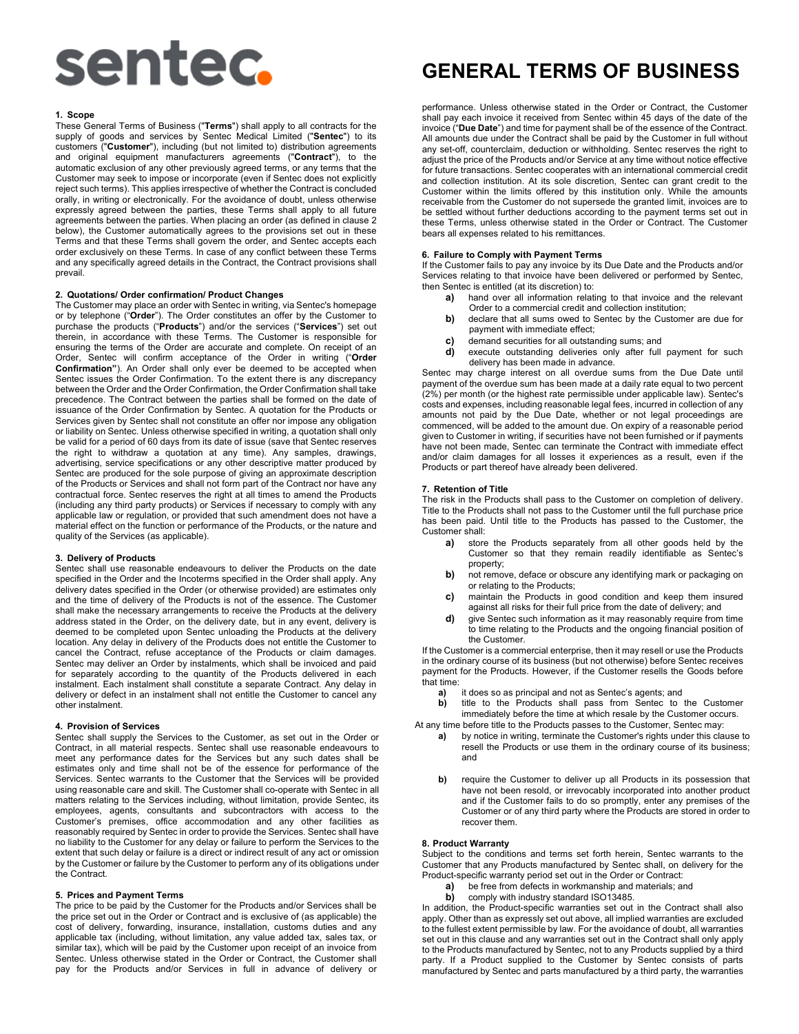# GENERAL TERMS OF BUSINESS

## 1. Scope

These General Terms of Business ("**Terms**") shall apply to all contracts for the supply of goods and services by Sentec Medical Limited ("**Sentec**") to its customers ("**Customer**"), including (but not limited to) distribution agreements and original equipment manufacturers agreements ("**Contract**"), to the automatic exclusion of any other previously agreed terms, or any terms that the Customer may seek to impose or incorporate (even if Sentec does not explicitly reject such terms). This applies irrespective of whether the Contract is concluded orally, in writing or electronically. For the avoidance of doubt, unless otherwise expressly agreed between the parties, these Terms shall apply to all future agreements between the parties. When placing an order (as defined in clause 2 below), the Customer automatically agrees to the provisions set out in these Terms and that these Terms shall govern the order, and Sentec accepts each order exclusively on these Terms. In case of any conflict between these Terms and any specifically agreed details in the Contract, the Contract provisions shall prevail.

## 2. Quotations/ Order confirmation/ Product Changes

The Customer may place an order with Sentec in writing, via Sentec's homepage or by telephone ("**Order**"). The Order constitutes an offer by the Customer to purchase the products ("**Products**") and/or the services ("**Services**") set out therein, in accordance with these Terms. The Customer is responsible for ensuring the terms of the Order are accurate and complete. On receipt of an Order, Sentec will confirm acceptance of the Order in writing ("**Order Confirmation**"). An Order shall only ever be deemed to be accepted when Sentec issues the Order Confirmation. To the extent there is any discrepancy between the Order and the Order Confirmation, the Order Confirmation shall take precedence. The Contract between the parties shall be formed on the date of issuance of the Order Confirmation by Sentec. A quotation for the Products or Services given by Sentec shall not constitute an offer nor impose any obligation or liability on Sentec. Unless otherwise specified in writing, a quotation shall only be valid for a period of 60 days from its date of issue (save that Sentec reserves the right to withdraw a quotation at any time). Any samples, drawings, advertising, service specifications or any other descriptive matter produced by Sentec are produced for the sole purpose of giving an approximate description of the Products or Services and shall not form part of the Contract nor have any contractual force. Sentec reserves the right at all times to amend the Products (including any third party products) or Services if necessary to comply with any applicable law or regulation, or provided that such amendment does not have a material effect on the function or performance of the Products, or the nature and quality of the Services (as applicable).

## 3. Delivery of Products

Sentec shall use reasonable endeavours to deliver the Products on the date specified in the Order and the Incoterms specified in the Order shall apply. Any delivery dates specified in the Order (or otherwise provided) are estimates only and the time of delivery of the Products is not of the essence. The Customer shall make the necessary arrangements to receive the Products at the delivery address stated in the Order, on the delivery date, but in any event, delivery is deemed to be completed upon Sentec unloading the Products at the delivery location. Any delay in delivery of the Products does not entitle the Customer to cancel the Contract, refuse acceptance of the Products or claim damages. Sentec may deliver an Order by instalments, which shall be invoiced and paid for separately according to the quantity of the Products delivered in each instalment. Each instalment shall constitute a separate Contract. Any delay in delivery or defect in an instalment shall not entitle the Customer to cancel any other instalment.

## 4. Provision of Services

Sentec shall supply the Services to the Customer, as set out in the Order or Contract, in all material respects. Sentec shall use reasonable endeavours to meet any performance dates for the Services but any such dates shall be estimates only and time shall not be of the essence for performance of the Services. Sentec warrants to the Customer that the Services will be provided using reasonable care and skill. The Customer shall co-operate with Sentec in all matters relating to the Services including, without limitation, provide Sentec, its employees, agents, consultants and subcontractors with access to the Customer's premises, office accommodation and any other facilities as reasonably required by Sentec in order to provide the Services. Sentec shall have no liability to the Customer for any delay or failure to perform the Services to the extent that such delay or failure is a direct or indirect result of any act or omission by the Customer or failure by the Customer to perform any of its obligations under the Contract.

## 5. Prices and Payment Terms

The price to be paid by the Customer for the Products and/or Services shall be the price set out in the Order or Contract and is exclusive of (as applicable) the cost of delivery, forwarding, insurance, installation, customs duties and any applicable tax (including, without limitation, any value added tax, sales tax, or similar tax), which will be paid by the Customer upon receipt of an invoice from Sentec. Unless otherwise stated in the Order or Contract, the Customer shall pay for the Products and/or Services in full in advance of delivery or performance. Unless otherwise stated in the Order or Contract, the Customer shall pay each invoice it received from Sentec within 45 days of the date of the invoice ("**Due Date**") and time for payment shall be of the essence of the Contract. All amounts due under the Contract shall be paid by the Customer in full without any set-off, counterclaim, deduction or withholding. Sentec reserves the right to adjust the price of the Products and/or Service at any time without notice effective for future transactions. Sentec cooperates with an international commercial credit and collection institution. At its sole discretion, Sentec can grant credit to the Customer within the limits offered by this institution only. While the amounts receivable from the Customer do not supersede the granted limit, invoices are to be settled without further deductions according to the payment terms set out in these Terms, unless otherwise stated in the Order or Contract. The Customer bears all expenses related to his remittances.

## 6. Failure to Comply with Payment Terms

If the Customer fails to pay any invoice by its Due Date and the Products and/or Services relating to that invoice have been delivered or performed by Sentec, then Sentec is entitled (at its discretion) to:

- **a)** hand over all information relating to that invoice and the relevant Order to a commercial credit and collection institution;
- **b)** declare that all sums owed to Sentec by the Customer are due for payment with immediate effect;
- **c)** demand securities for all outstanding sums; and
- **d)** execute outstanding deliveries only after full payment for such delivery has been made in advance.

Sentec may charge interest on all overdue sums from the Due Date until payment of the overdue sum has been made at a daily rate equal to two percent (2%) per month (or the highest rate permissible under applicable law). Sentec's costs and expenses, including reasonable legal fees, incurred in collection of any amounts not paid by the Due Date, whether or not legal proceedings are commenced, will be added to the amount due. On expiry of a reasonable period given to Customer in writing, if securities have not been furnished or if payments have not been made, Sentec can terminate the Contract with immediate effect and/or claim damages for all losses it experiences as a result, even if the Products or part thereof have already been delivered.

## 7. Retention of Title

The risk in the Products shall pass to the Customer on completion of delivery. Title to the Products shall not pass to the Customer until the full purchase price has been paid. Until title to the Products has passed to the Customer, the Customer shall:

- **a)** store the Products separately from all other goods held by the Customer so that they remain readily identifiable as Sentec's property;
- **b)** not remove, deface or obscure any identifying mark or packaging on or relating to the Products;
- **c)** maintain the Products in good condition and keep them insured against all risks for their full price from the date of delivery; and
- **d)** give Sentec such information as it may reasonably require from time to time relating to the Products and the ongoing financial position of the Customer.

If the Customer is a commercial enterprise, then it may resell or use the Products in the ordinary course of its business (but not otherwise) before Sentec receives payment for the Products. However, if the Customer resells the Goods before that time:

- **a)** it does so as principal and not as Sentec's agents; and
- **b)** title to the Products shall pass from Sentec to the Customer immediately before the time at which resale by the Customer occurs.

At any time before title to the Products passes to the Customer, Sentec may:

- **a)** by notice in writing, terminate the Customer's rights under this clause to resell the Products or use them in the ordinary course of its business; and
- **b)** require the Customer to deliver up all Products in its possession that have not been resold, or irrevocably incorporated into another product and if the Customer fails to do so promptly, enter any premises of the Customer or of any third party where the Products are stored in order to recover them.

## 8. Product Warranty

Subject to the conditions and terms set forth herein, Sentec warrants to the Customer that any Products manufactured by Sentec shall, on delivery for the Product-specific warranty period set out in the Order or Contract:

- **a)** be free from defects in workmanship and materials; and
- **b)** comply with industry standard ISO13485.

In addition, the Product-specific warranties set out in the Contract shall also apply. Other than as expressly set out above, all implied warranties are excluded to the fullest extent permissible by law. For the avoidance of doubt, all warranties set out in this clause and any warranties set out in the Contract shall only apply to the Products manufactured by Sentec, not to any Products supplied by a third party. If a Product supplied to the Customer by Sentec consists of parts manufactured by Sentec and parts manufactured by a third party, the warranties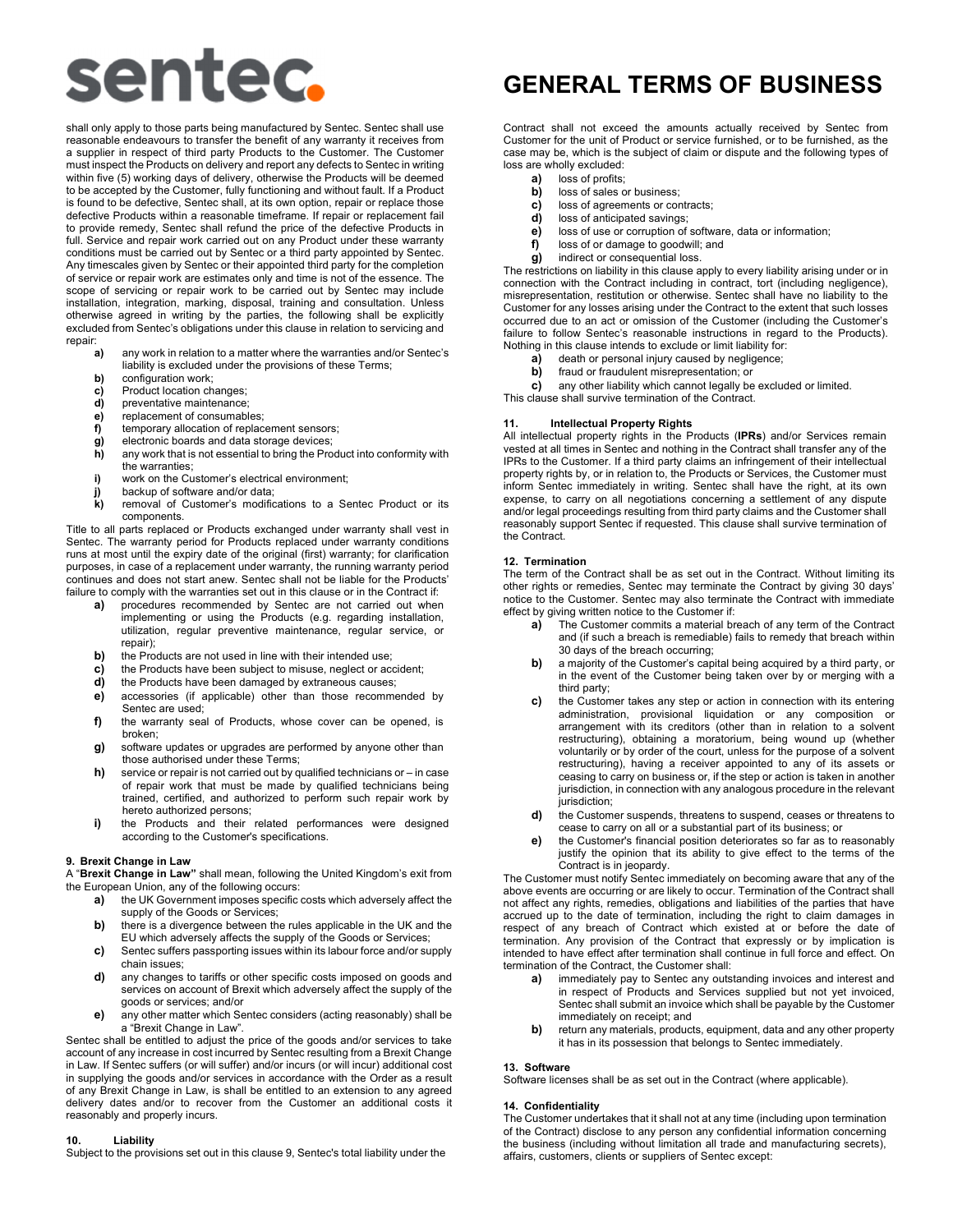shall only apply to those parts being manufactured by Sentec. Sentec shall use reasonable endeavours to transfer the benefit of any warranty it receives from a supplier in respect of third party Products to the Customer. The Customer must inspect the Products on delivery and report any defects to Sentec in writing within five (5) working days of delivery, otherwise the Products will be deemed to be accepted by the Customer, fully functioning and without fault. If a Product is found to be defective, Sentec shall, at its own option, repair or replace those defective Products within a reasonable timeframe. If repair or replacement fail to provide remedy, Sentec shall refund the price of the defective Products in full. Service and repair work carried out on any Product under these warranty conditions must be carried out by Sentec or a third party appointed by Sentec. Any timescales given by Sentec or their appointed third party for the completion of service or repair work are estimates only and time is not of the essence. The scope of servicing or repair work to be carried out by Sentec may include installation, integration, marking, disposal, training and consultation. Unless otherwise agreed in writing by the parties, the following shall be explicitly excluded from Sentec's obligations under this clause in relation to servicing and repair:

- **a)** any work in relation to a matter where the warranties and/or Sentec's liability is excluded under the provisions of these Terms;
- **b)** configuration work;
- **c)** Product location changes;
- **d)** preventative maintenance;
- **e)** replacement of consumables;
- **f)** temporary allocation of replacement sensors;
- **g)** electronic boards and data storage devices;
- **h)** any work that is not essential to bring the Product into conformity with the warranties;
- **i)** work on the Customer's electrical environment;
- **j)** backup of software and/or data;
- **k)** removal of Customer's modifications to a Sentec Product or its components.

Title to all parts replaced or Products exchanged under warranty shall vest in Sentec. The warranty period for Products replaced under warranty conditions runs at most until the expiry date of the original (first) warranty; for clarification purposes, in case of a replacement under warranty, the running warranty period continues and does not start anew. Sentec shall not be liable for the Products' failure to comply with the warranties set out in this clause or in the Contract if:

- **a)** procedures recommended by Sentec are not carried out when implementing or using the Products (e.g. regarding installation, utilization, regular preventive maintenance, regular service, or repair);
- **b)** the Products are not used in line with their intended use;
- **c)** the Products have been subject to misuse, neglect or accident;
- **d)** the Products have been damaged by extraneous causes;
- **e)** accessories (if applicable) other than those recommended by Sentec are used;
- **f)** the warranty seal of Products, whose cover can be opened, is broken;
- **g)** software updates or upgrades are performed by anyone other than those authorised under these Terms;
- **h)** service or repair is not carried out by qualified technicians or – in case of repair work that must be made by qualified technicians being trained, certified, and authorized to perform such repair work by hereto authorized persons;
- **i)** the Products and their related performances were designed according to the Customer's specifications.

## 9. Brexit Change in Law

A "**Brexit Change in Law"** shall mean, following the United Kingdom's exit from the European Union, any of the following occurs:

- **a)** the UK Government imposes specific costs which adversely affect the supply of the Goods or Services;
- **b)** there is a divergence between the rules applicable in the UK and the EU which adversely affects the supply of the Goods or Services;
- **c)** Sentec suffers passporting issues within its labour force and/or supply chain issues;
- **d)** any changes to tariffs or other specific costs imposed on goods and services on account of Brexit which adversely affect the supply of the goods or services; and/or
- **e)** any other matter which Sentec considers (acting reasonably) shall be a "Brexit Change in Law".

Sentec shall be entitled to adjust the price of the goods and/or services to take account of any increase in cost incurred by Sentec resulting from a Brexit Change in Law. If Sentec suffers (or will suffer) and/or incurs (or will incur) additional cost in supplying the goods and/or services in accordance with the Order as a result of any Brexit Change in Law, is shall be entitled to an extension to any agreed delivery dates and/or to recover from the Customer an additional costs it reasonably and properly incurs.

## 10. Liability

Subject to the provisions set out in this clause 9, Sentec's total liability under the Contract shall not exceed the amounts actually received by Sentec from Customer for the unit of Product or service furnished, or to be furnished, as the case may be, which is the subject of claim or dispute and the following types of loss are wholly excluded:

- **a)** loss of profits;
- **b)** loss of sales or business;
- **c)** loss of agreements or contracts;
- **d)** loss of anticipated savings;
- **e)** loss of use or corruption of software, data or information;
- **f)** loss of or damage to goodwill; and
- **g)** indirect or consequential loss.

The restrictions on liability in this clause apply to every liability arising under or in connection with the Contract including in contract, tort (including negligence), misrepresentation, restitution or otherwise. Sentec shall have no liability to the Customer for any losses arising under the Contract to the extent that such losses occurred due to an act or omission of the Customer (including the Customer's failure to follow Sentec's reasonable instructions in regard to the Products). Nothing in this clause intends to exclude or limit liability for:

- **a)** death or personal injury caused by negligence;
- **b)** fraud or fraudulent misrepresentation; or
- **c)** any other liability which cannot legally be excluded or limited.

This clause shall survive termination of the Contract.

## 11. Intellectual Property Rights

All intellectual property rights in the Products (**IPRs**) and/or Services remain vested at all times in Sentec and nothing in the Contract shall transfer any of the IPRs to the Customer. If a third party claims an infringement of their intellectual property rights by, or in relation to, the Products or Services, the Customer must inform Sentec immediately in writing. Sentec shall have the right, at its own expense, to carry on all negotiations concerning a settlement of any dispute and/or legal proceedings resulting from third party claims and the Customer shall reasonably support Sentec if requested. This clause shall survive termination of the Contract.

## 12. Termination

The term of the Contract shall be as set out in the Contract. Without limiting its other rights or remedies, Sentec may terminate the Contract by giving 30 days' notice to the Customer. Sentec may also terminate the Contract with immediate effect by giving written notice to the Customer if:

- **a)** The Customer commits a material breach of any term of the Contract and (if such a breach is remediable) fails to remedy that breach within 30 days of the breach occurring;
- **b)** a majority of the Customer's capital being acquired by a third party, or in the event of the Customer being taken over by or merging with a third party;
- **c)** the Customer takes any step or action in connection with its entering administration, provisional liquidation or any composition or arrangement with its creditors (other than in relation to a solvent restructuring), obtaining a moratorium, being wound up (whether voluntarily or by order of the court, unless for the purpose of a solvent restructuring), having a receiver appointed to any of its assets or ceasing to carry on business or, if the step or action is taken in another jurisdiction, in connection with any analogous procedure in the relevant jurisdiction;
- **d)** the Customer suspends, threatens to suspend, ceases or threatens to cease to carry on all or a substantial part of its business; or
- **e)** the Customer's financial position deteriorates so far as to reasonably justify the opinion that its ability to give effect to the terms of the Contract is in jeopardy.

The Customer must notify Sentec immediately on becoming aware that any of the above events are occurring or are likely to occur. Termination of the Contract shall not affect any rights, remedies, obligations and liabilities of the parties that have accrued up to the date of termination, including the right to claim damages in respect of any breach of Contract which existed at or before the date of termination. Any provision of the Contract that expressly or by implication is intended to have effect after termination shall continue in full force and effect. On termination of the Contract, the Customer shall:

- **a)** immediately pay to Sentec any outstanding invoices and interest and in respect of Products and Services supplied but not yet invoiced, Sentec shall submit an invoice which shall be payable by the Customer immediately on receipt; and
- **b)** return any materials, products, equipment, data and any other property it has in its possession that belongs to Sentec immediately.

## 13. Software

Software licenses shall be as set out in the Contract (where applicable).

## 14. Confidentiality

The Customer undertakes that it shall not at any time (including upon termination of the Contract) disclose to any person any confidential information concerning the business (including without limitation all trade and manufacturing secrets), affairs, customers, clients or suppliers of Sentec except: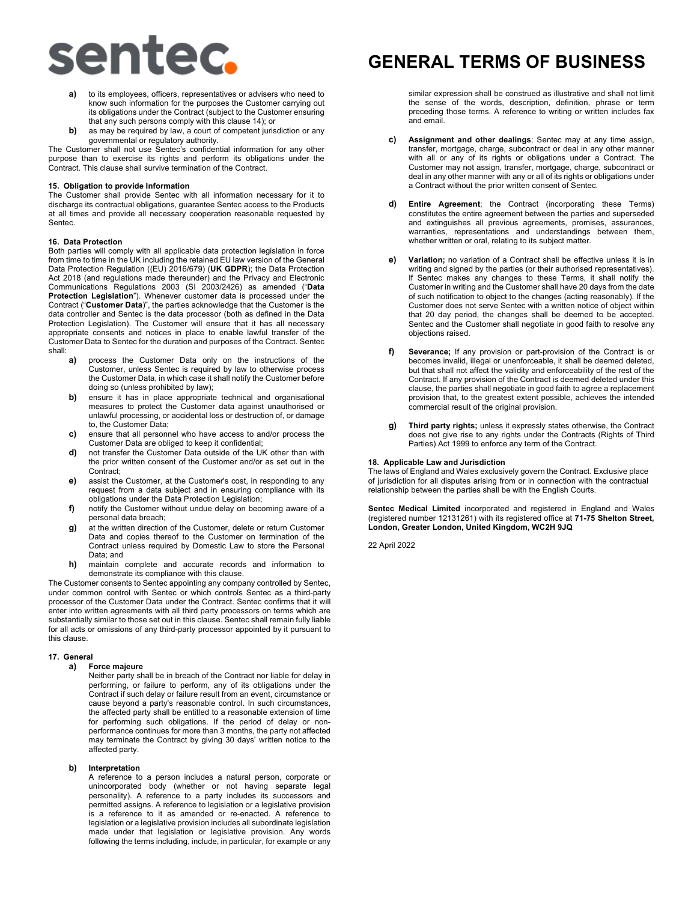a) to its employees, officers, representatives or advisers who need to know such information for the purposes the Customer carrying out its obligations under the Contract (subject to the Customer ensuring that any such persons comply with this clause 14); or

b) as may be required by law, a court of competent jurisdiction or any governmental or regulatory authority.

The Customer shall not use Sentec's confidential information for any other purpose than to exercise its rights and perform its obligations under the Contract. This clause shall survive termination of the Contract.

**15. Obligation to provide Information**

The Customer shall provide Sentec with all information necessary for it to discharge its contractual obligations, guarantee Sentec access to the Products at all times and provide all necessary cooperation reasonable requested by Sentec.

**16. Data Protection**

Both parties will comply with all applicable data protection legislation in force from time to time in the UK including the retained EU law version of the General Data Protection Regulation ((EU) 2016/679) (**UK GDPR**); the Data Protection Act 2018 (and regulations made thereunder) and the Privacy and Electronic Communications Regulations 2003 (SI 2003/2426) as amended ("**Data Protection Legislation**"). Whenever customer data is processed under the Contract ("**Customer Data**)", the parties acknowledge that the Customer is the data controller and Sentec is the data processor (both as defined in the Data Protection Legislation). The Customer will ensure that it has all necessary appropriate consents and notices in place to enable lawful transfer of the Customer Data to Sentec for the duration and purposes of the Contract. Sentec shall:

a) process the Customer Data only on the instructions of the Customer, unless Sentec is required by law to otherwise process the Customer Data, in which case it shall notify the Customer before doing so (unless prohibited by law);

b) ensure it has in place appropriate technical and organisational measures to protect the Customer data against unauthorised or unlawful processing, or accidental loss or destruction of, or damage to, the Customer Data;

c) ensure that all personnel who have access to and/or process the Customer Data are obliged to keep it confidential;

d) not transfer the Customer Data outside of the UK other than with the prior written consent of the Customer and/or as set out in the Contract;

e) assist the Customer, at the Customer's cost, in responding to any request from a data subject and in ensuring compliance with its obligations under the Data Protection Legislation;

f) notify the Customer without undue delay on becoming aware of a personal data breach;

g) at the written direction of the Customer, delete or return Customer Data and copies thereof to the Customer on termination of the Contract unless required by Domestic Law to store the Personal Data; and

h) maintain complete and accurate records and information to demonstrate its compliance with this clause.

The Customer consents to Sentec appointing any company controlled by Sentec, under common control with Sentec or which controls Sentec as a third-party processor of the Customer Data under the Contract. Sentec confirms that it will enter into written agreements with all third party processors on terms which are substantially similar to those set out in this clause. Sentec shall remain fully liable for all acts or omissions of any third-party processor appointed by it pursuant to this clause.

**17. General**

a) **Force majeure**

Neither party shall be in breach of the Contract nor liable for delay in performing, or failure to perform, any of its obligations under the Contract if such delay or failure result from an event, circumstance or cause beyond a party's reasonable control. In such circumstances, the affected party shall be entitled to a reasonable extension of time for performing such obligations. If the period of delay or non-performance continues for more than 3 months, the party not affected may terminate the Contract by giving 30 days' written notice to the affected party.

b) **Interpretation**

A reference to a person includes a natural person, corporate or unincorporated body (whether or not having separate legal personality). A reference to a party includes its successors and permitted assigns. A reference to legislation or a legislative provision is a reference to it as amended or re-enacted. A reference to legislation or a legislative provision includes all subordinate legislation made under that legislation or legislative provision. Any words following the terms including, include, in particular, for example or any similar expression shall be construed as illustrative and shall not limit the sense of the words, description, definition, phrase or term preceding those terms. A reference to writing or written includes fax and email.

c) **Assignment and other dealings**; Sentec may at any time assign, transfer, mortgage, charge, subcontract or deal in any other manner with all or any of its rights or obligations under a Contract. The Customer may not assign, transfer, mortgage, charge, subcontract or deal in any other manner with any or all of its rights or obligations under a Contract without the prior written consent of Sentec.

d) **Entire Agreement**; the Contract (incorporating these Terms) constitutes the entire agreement between the parties and superseded and extinguishes all previous agreements, promises, assurances, warranties, representations and understandings between them, whether written or oral, relating to its subject matter.

e) **Variation;** no variation of a Contract shall be effective unless it is in writing and signed by the parties (or their authorised representatives). If Sentec makes any changes to these Terms, it shall notify the Customer in writing and the Customer shall have 20 days from the date of such notification to object to the changes (acting reasonably). If the Customer does not serve Sentec with a written notice of object within that 20 day period, the changes shall be deemed to be accepted. Sentec and the Customer shall negotiate in good faith to resolve any objections raised.

f) **Severance;** If any provision or part-provision of the Contract is or becomes invalid, illegal or unenforceable, it shall be deemed deleted, but that shall not affect the validity and enforceability of the rest of the Contract. If any provision of the Contract is deemed deleted under this clause, the parties shall negotiate in good faith to agree a replacement provision that, to the greatest extent possible, achieves the intended commercial result of the original provision.

g) **Third party rights;** unless it expressly states otherwise, the Contract does not give rise to any rights under the Contracts (Rights of Third Parties) Act 1999 to enforce any term of the Contract.

**18. Applicable Law and Jurisdiction**

The laws of England and Wales exclusively govern the Contract. Exclusive place of jurisdiction for all disputes arising from or in connection with the contractual relationship between the parties shall be with the English Courts.

**Sentec Medical Limited** incorporated and registered in England and Wales (registered number 12131261) with its registered office at **71-75 Shelton Street, London, Greater London, United Kingdom, WC2H 9JQ**

22 April 2022